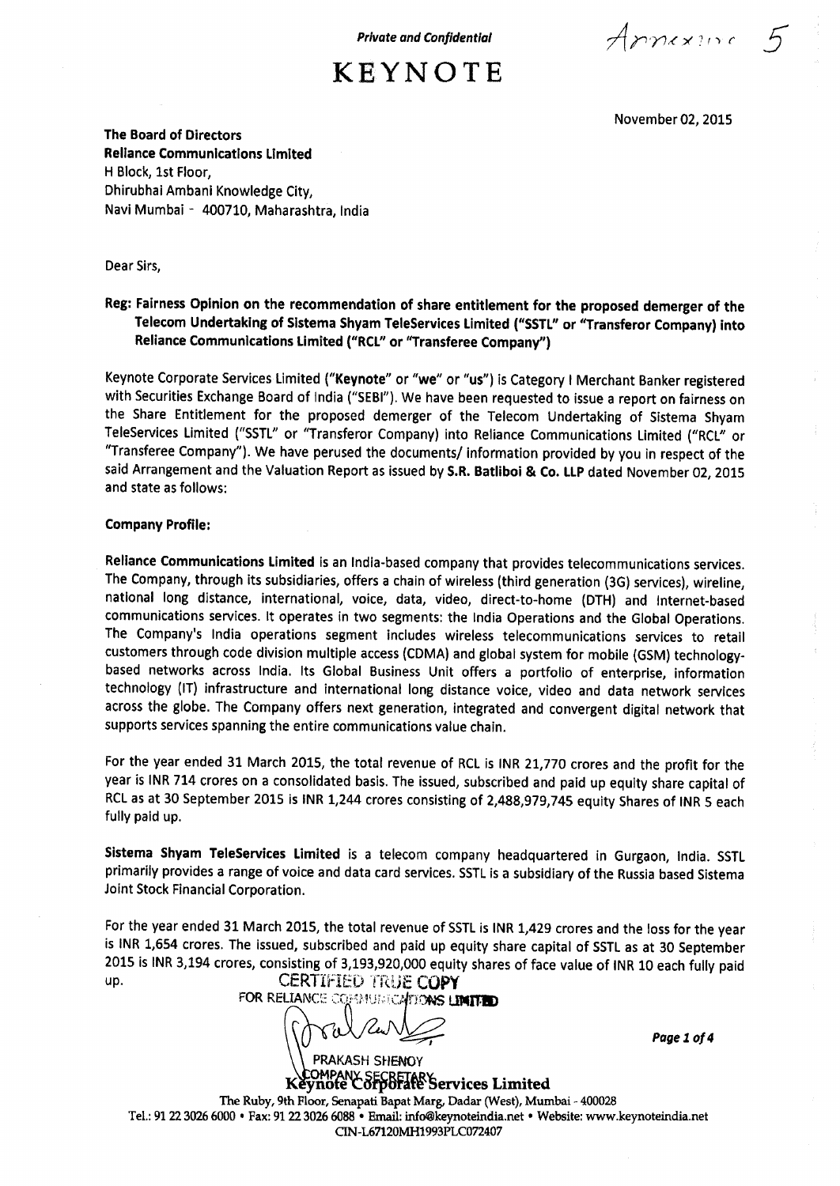*Private and Confidential*

Annexure 5

# KEYNOTE

November 02, 2015

**The Board of Directors**
**Reliance Communications Limited**
H Block, 1st Floor,
Dhirubhai Ambani Knowledge City,
Navi Mumbai - 400710, Maharashtra, India

Dear Sirs,

**Reg: Fairness Opinion on the recommendation of share entitlement for the proposed demerger of the Telecom Undertaking of Sistema Shyam TeleServices Limited ("SSTL" or "Transferor Company) into Reliance Communications Limited ("RCL" or "Transferee Company")**

Keynote Corporate Services Limited ("**Keynote**" or "**we**" or "**us**") is Category I Merchant Banker registered with Securities Exchange Board of India ("SEBI"). We have been requested to issue a report on fairness on the Share Entitlement for the proposed demerger of the Telecom Undertaking of Sistema Shyam TeleServices Limited ("SSTL" or "Transferor Company) into Reliance Communications Limited ("RCL" or "Transferee Company"). We have perused the documents/ information provided by you in respect of the said Arrangement and the Valuation Report as issued by **S.R. Batliboi & Co. LLP** dated November 02, 2015 and state as follows:

**Company Profile:**

**Reliance Communications Limited** is an India-based company that provides telecommunications services. The Company, through its subsidiaries, offers a chain of wireless (third generation (3G) services), wireline, national long distance, international, voice, data, video, direct-to-home (DTH) and Internet-based communications services. It operates in two segments: the India Operations and the Global Operations. The Company's India operations segment includes wireless telecommunications services to retail customers through code division multiple access (CDMA) and global system for mobile (GSM) technology-based networks across India. Its Global Business Unit offers a portfolio of enterprise, information technology (IT) infrastructure and international long distance voice, video and data network services across the globe. The Company offers next generation, integrated and convergent digital network that supports services spanning the entire communications value chain.

For the year ended 31 March 2015, the total revenue of RCL is INR 21,770 crores and the profit for the year is INR 714 crores on a consolidated basis. The issued, subscribed and paid up equity share capital of RCL as at 30 September 2015 is INR 1,244 crores consisting of 2,488,979,745 equity Shares of INR 5 each fully paid up.

**Sistema Shyam TeleServices Limited** is a telecom company headquartered in Gurgaon, India. SSTL primarily provides a range of voice and data card services. SSTL is a subsidiary of the Russia based Sistema Joint Stock Financial Corporation.

For the year ended 31 March 2015, the total revenue of SSTL is INR 1,429 crores and the loss for the year is INR 1,654 crores. The issued, subscribed and paid up equity share capital of SSTL as at 30 September 2015 is INR 3,194 crores, consisting of 3,193,920,000 equity shares of face value of INR 10 each fully paid up.

CERTIFIED TRUE COPY
FOR RELIANCE COMMUNICATIONS LIMITED

PRAKASH SHENOY
COMPANY SECRETARY

**Keynote Corporate Services Limited**
The Ruby, 9th Floor, Senapati Bapat Marg, Dadar (West), Mumbai - 400028
Tel.: 91 22 3026 6000 • Fax: 91 22 3026 6088 • Email: info@keynoteindia.net • Website: www.keynoteindia.net
CIN-L67120MH1993PLC072407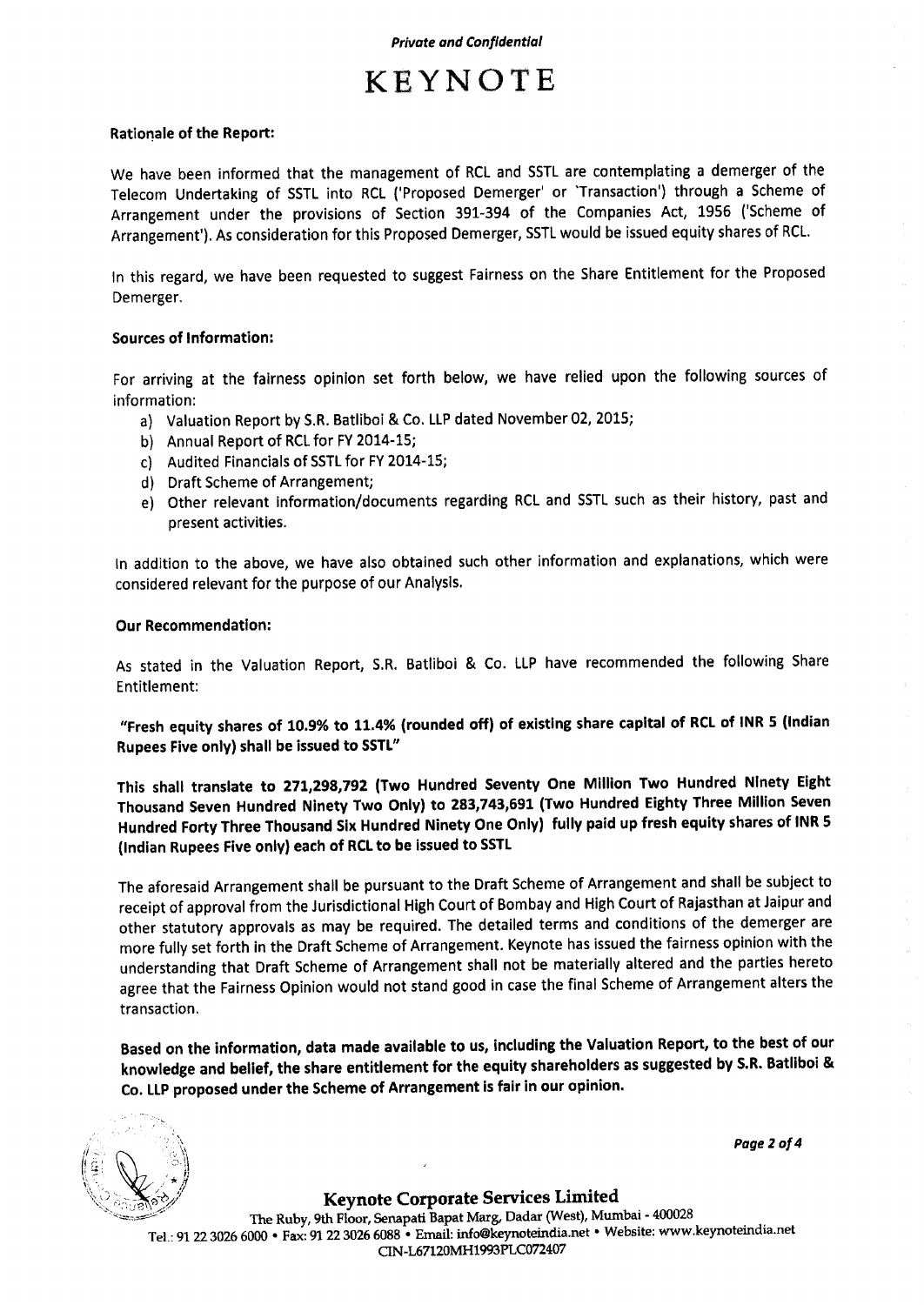*Private and Confidential*

# KEYNOTE

**Rationale of the Report:**

We have been informed that the management of RCL and SSTL are contemplating a demerger of the Telecom Undertaking of SSTL into RCL ('Proposed Demerger' or 'Transaction') through a Scheme of Arrangement under the provisions of Section 391-394 of the Companies Act, 1956 ('Scheme of Arrangement'). As consideration for this Proposed Demerger, SSTL would be issued equity shares of RCL.

In this regard, we have been requested to suggest Fairness on the Share Entitlement for the Proposed Demerger.

**Sources of Information:**

For arriving at the fairness opinion set forth below, we have relied upon the following sources of information:

a) Valuation Report by S.R. Batliboi & Co. LLP dated November 02, 2015;
b) Annual Report of RCL for FY 2014-15;
c) Audited Financials of SSTL for FY 2014-15;
d) Draft Scheme of Arrangement;
e) Other relevant information/documents regarding RCL and SSTL such as their history, past and present activities.

In addition to the above, we have also obtained such other information and explanations, which were considered relevant for the purpose of our Analysis.

**Our Recommendation:**

As stated in the Valuation Report, S.R. Batliboi & Co. LLP have recommended the following Share Entitlement:

**"Fresh equity shares of 10.9% to 11.4% (rounded off) of existing share capital of RCL of INR 5 (Indian Rupees Five only) shall be issued to SSTL"**

**This shall translate to 271,298,792 (Two Hundred Seventy One Million Two Hundred Ninety Eight Thousand Seven Hundred Ninety Two Only) to 283,743,691 (Two Hundred Eighty Three Million Seven Hundred Forty Three Thousand Six Hundred Ninety One Only) fully paid up fresh equity shares of INR 5 (Indian Rupees Five only) each of RCL to be issued to SSTL**

The aforesaid Arrangement shall be pursuant to the Draft Scheme of Arrangement and shall be subject to receipt of approval from the Jurisdictional High Court of Bombay and High Court of Rajasthan at Jaipur and other statutory approvals as may be required. The detailed terms and conditions of the demerger are more fully set forth in the Draft Scheme of Arrangement. Keynote has issued the fairness opinion with the understanding that Draft Scheme of Arrangement shall not be materially altered and the parties hereto agree that the Fairness Opinion would not stand good in case the final Scheme of Arrangement alters the transaction.

**Based on the information, data made available to us, including the Valuation Report, to the best of our knowledge and belief, the share entitlement for the equity shareholders as suggested by S.R. Batliboi & Co. LLP proposed under the Scheme of Arrangement is fair in our opinion.**

**Keynote Corporate Services Limited**

The Ruby, 9th Floor, Senapati Bapat Marg, Dadar (West), Mumbai - 400028
Tel.: 91 22 3026 6000 • Fax: 91 22 3026 6088 • Email: info@keynoteindia.net • Website: www.keynoteindia.net
CIN-L67120MH1993PLC072407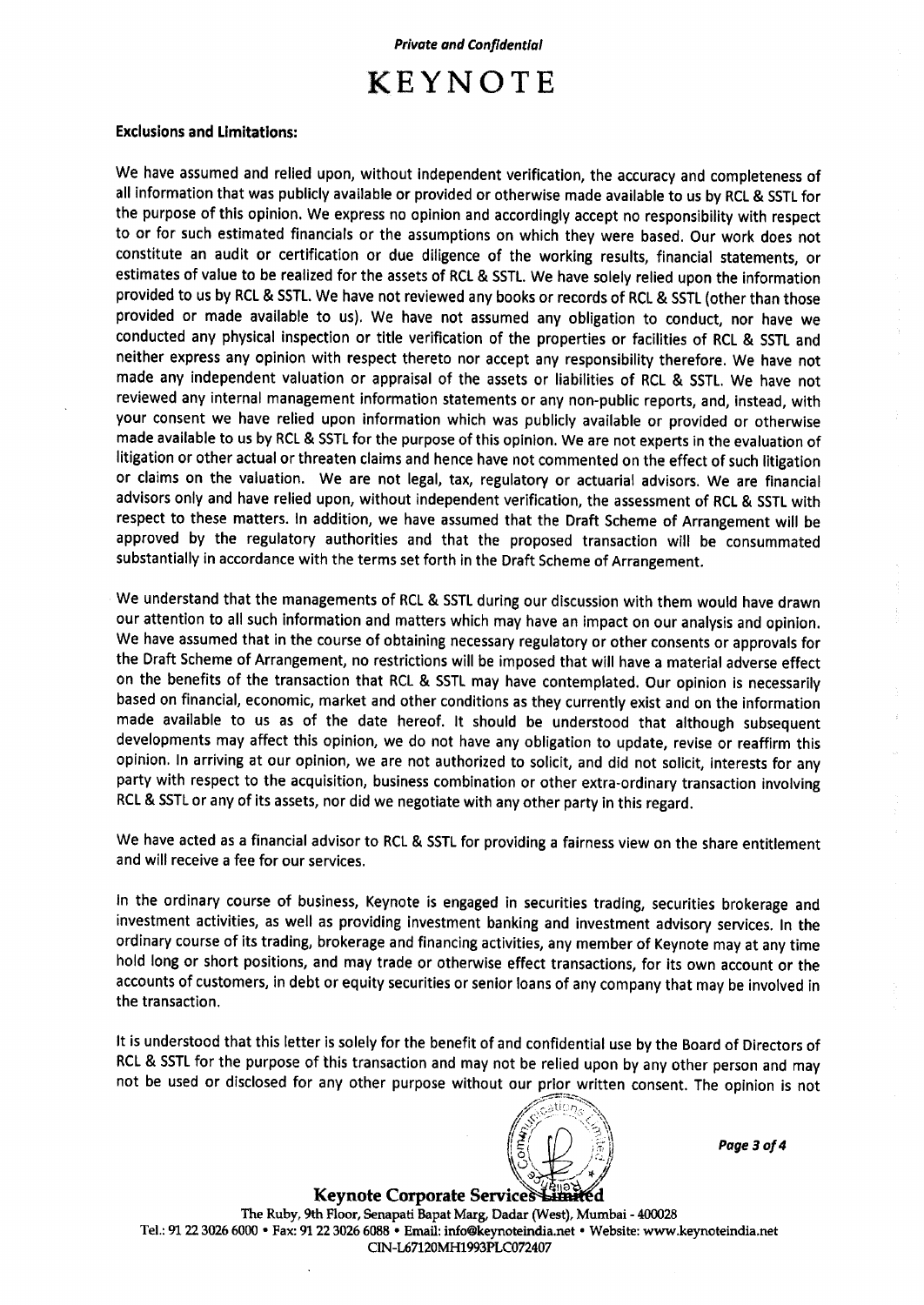*Private and Confidential*

# KEYNOTE

**Exclusions and Limitations:**

We have assumed and relied upon, without independent verification, the accuracy and completeness of all information that was publicly available or provided or otherwise made available to us by RCL & SSTL for the purpose of this opinion. We express no opinion and accordingly accept no responsibility with respect to or for such estimated financials or the assumptions on which they were based. Our work does not constitute an audit or certification or due diligence of the working results, financial statements, or estimates of value to be realized for the assets of RCL & SSTL. We have solely relied upon the information provided to us by RCL & SSTL. We have not reviewed any books or records of RCL & SSTL (other than those provided or made available to us). We have not assumed any obligation to conduct, nor have we conducted any physical inspection or title verification of the properties or facilities of RCL & SSTL and neither express any opinion with respect thereto nor accept any responsibility therefore. We have not made any independent valuation or appraisal of the assets or liabilities of RCL & SSTL. We have not reviewed any internal management information statements or any non-public reports, and, instead, with your consent we have relied upon information which was publicly available or provided or otherwise made available to us by RCL & SSTL for the purpose of this opinion. We are not experts in the evaluation of litigation or other actual or threaten claims and hence have not commented on the effect of such litigation or claims on the valuation. We are not legal, tax, regulatory or actuarial advisors. We are financial advisors only and have relied upon, without independent verification, the assessment of RCL & SSTL with respect to these matters. In addition, we have assumed that the Draft Scheme of Arrangement will be approved by the regulatory authorities and that the proposed transaction will be consummated substantially in accordance with the terms set forth in the Draft Scheme of Arrangement.

We understand that the managements of RCL & SSTL during our discussion with them would have drawn our attention to all such information and matters which may have an impact on our analysis and opinion. We have assumed that in the course of obtaining necessary regulatory or other consents or approvals for the Draft Scheme of Arrangement, no restrictions will be imposed that will have a material adverse effect on the benefits of the transaction that RCL & SSTL may have contemplated. Our opinion is necessarily based on financial, economic, market and other conditions as they currently exist and on the information made available to us as of the date hereof. It should be understood that although subsequent developments may affect this opinion, we do not have any obligation to update, revise or reaffirm this opinion. In arriving at our opinion, we are not authorized to solicit, and did not solicit, interests for any party with respect to the acquisition, business combination or other extra-ordinary transaction involving RCL & SSTL or any of its assets, nor did we negotiate with any other party in this regard.

We have acted as a financial advisor to RCL & SSTL for providing a fairness view on the share entitlement and will receive a fee for our services.

In the ordinary course of business, Keynote is engaged in securities trading, securities brokerage and investment activities, as well as providing investment banking and investment advisory services. In the ordinary course of its trading, brokerage and financing activities, any member of Keynote may at any time hold long or short positions, and may trade or otherwise effect transactions, for its own account or the accounts of customers, in debt or equity securities or senior loans of any company that may be involved in the transaction.

It is understood that this letter is solely for the benefit of and confidential use by the Board of Directors of RCL & SSTL for the purpose of this transaction and may not be relied upon by any other person and may not be used or disclosed for any other purpose without our prior written consent. The opinion is not

**Keynote Corporate Services Limited**

The Ruby, 9th Floor, Senapati Bapat Marg, Dadar (West), Mumbai - 400028
Tel.: 91 22 3026 6000 • Fax: 91 22 3026 6088 • Email: info@keynoteindia.net • Website: www.keynoteindia.net
CIN-L67120MH1993PLC072407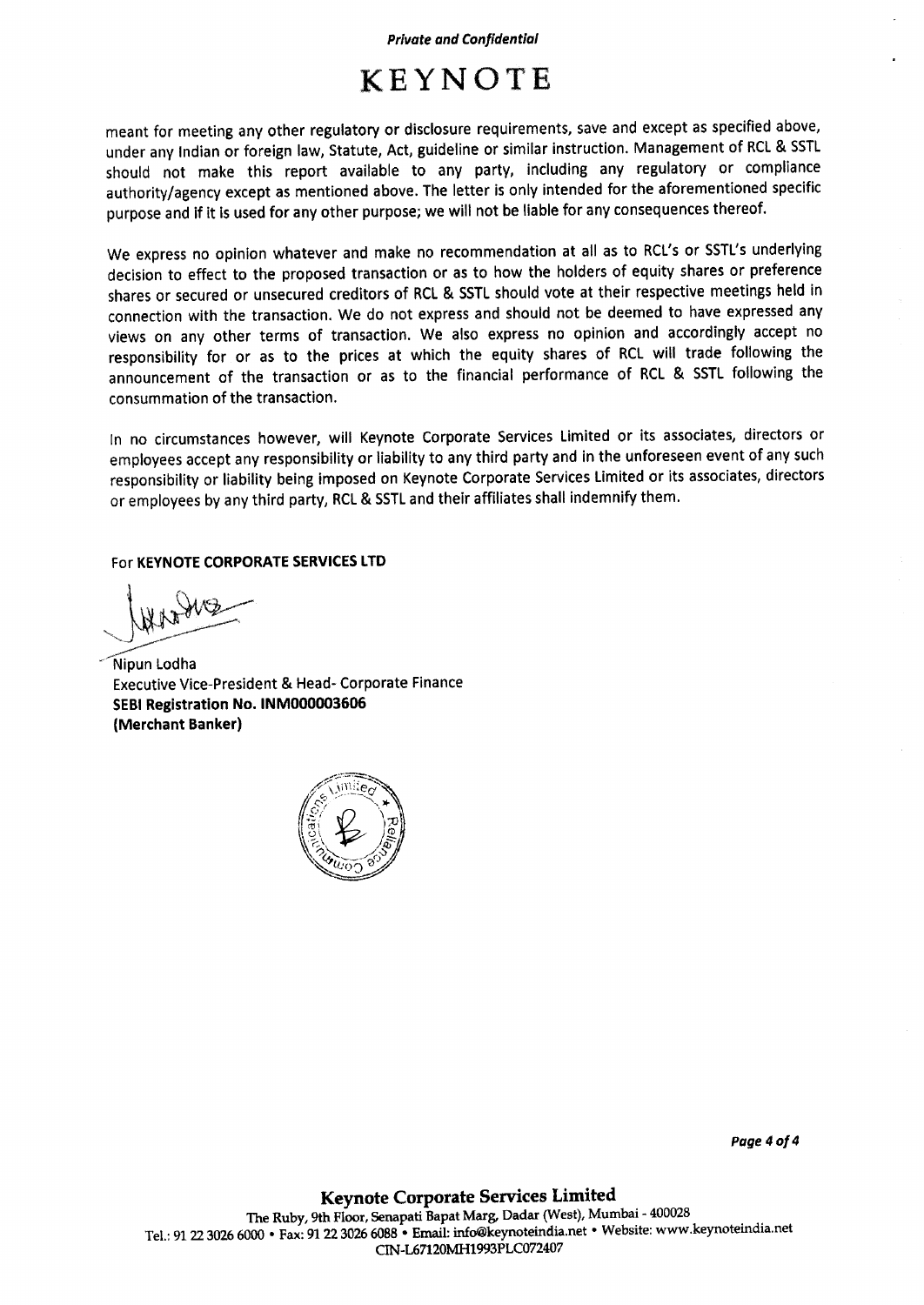meant for meeting any other regulatory or disclosure requirements, save and except as specified above, under any Indian or foreign law, Statute, Act, guideline or similar instruction. Management of RCL & SSTL should not make this report available to any party, including any regulatory or compliance authority/agency except as mentioned above. The letter is only intended for the aforementioned specific purpose and if it is used for any other purpose; we will not be liable for any consequences thereof.

We express no opinion whatever and make no recommendation at all as to RCL's or SSTL's underlying decision to effect to the proposed transaction or as to how the holders of equity shares or preference shares or secured or unsecured creditors of RCL & SSTL should vote at their respective meetings held in connection with the transaction. We do not express and should not be deemed to have expressed any views on any other terms of transaction. We also express no opinion and accordingly accept no responsibility for or as to the prices at which the equity shares of RCL will trade following the announcement of the transaction or as to the financial performance of RCL & SSTL following the consummation of the transaction.

In no circumstances however, will Keynote Corporate Services Limited or its associates, directors or employees accept any responsibility or liability to any third party and in the unforeseen event of any such responsibility or liability being imposed on Keynote Corporate Services Limited or its associates, directors or employees by any third party, RCL & SSTL and their affiliates shall indemnify them.

For **KEYNOTE CORPORATE SERVICES LTD**

Nipun Lodha
Executive Vice-President & Head- Corporate Finance
**SEBI Registration No. INM000003606**
**(Merchant Banker)**